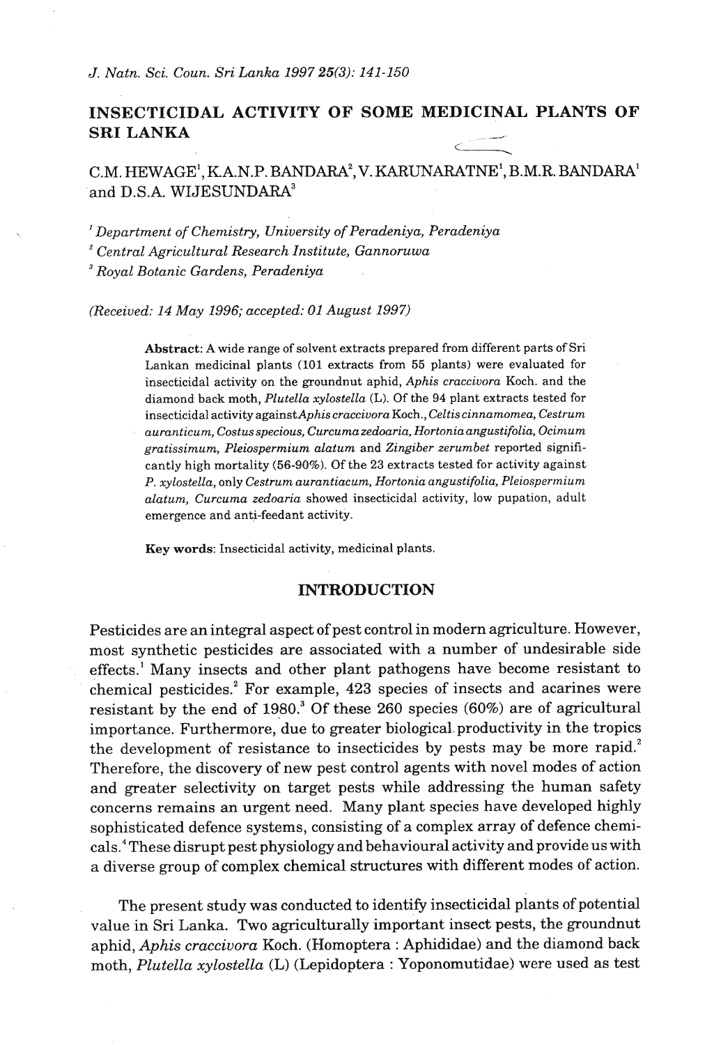# INSECTICIDAL ACTIVITY OF SOME MEDICINAL PLANTS OF SRI LANKA

C.M. HEWAGE[1], K.A.N.P. BANDARA[2], V. KARUNARATNE[1], B.M.R. BANDARA[1] and D.S.A. WIJESUNDARA[3]

[1] *Department of Chemistry, University of Peradeniya, Peradeniya*
[2] *Central Agricultural Research Institute, Gannoruwa*
[3] *Royal Botanic Gardens, Peradeniya*

*(Received: 14 May 1996; accepted: 01 August 1997)*

**Abstract**: A wide range of solvent extracts prepared from different parts of Sri Lankan medicinal plants (101 extracts from 55 plants) were evaluated for insecticidal activity on the groundnut aphid, *Aphis craccivora* Koch. and the diamond back moth, *Plutella xylostella* (L). Of the 94 plant extracts tested for insecticidal activity against *Aphis craccivora* Koch., *Celtis cinnamomea, Cestrum auranticum, Costus specious, Curcuma zedoaria, Hortonia angustifolia, Ocimum gratissimum, Pleiospermium alatum* and *Zingiber zerumbet* reported significantly high mortality (56-90%). Of the 23 extracts tested for activity against *P. xylostella*, only *Cestrum aurantiacum, Hortonia angustifolia, Pleiospermium alatum, Curcuma zedoaria* showed insecticidal activity, low pupation, adult emergence and anti-feedant activity.

**Key words**: Insecticidal activity, medicinal plants.

## INTRODUCTION

Pesticides are an integral aspect of pest control in modern agriculture. However, most synthetic pesticides are associated with a number of undesirable side effects.[1] Many insects and other plant pathogens have become resistant to chemical pesticides.[2] For example, 423 species of insects and acarines were resistant by the end of 1980.[3] Of these 260 species (60%) are of agricultural importance. Furthermore, due to greater biological productivity in the tropics the development of resistance to insecticides by pests may be more rapid.[2] Therefore, the discovery of new pest control agents with novel modes of action and greater selectivity on target pests while addressing the human safety concerns remains an urgent need. Many plant species have developed highly sophisticated defence systems, consisting of a complex array of defence chemicals.[4] These disrupt pest physiology and behavioural activity and provide us with a diverse group of complex chemical structures with different modes of action.

The present study was conducted to identify insecticidal plants of potential value in Sri Lanka. Two agriculturally important insect pests, the groundnut aphid, *Aphis craccivora* Koch. (Homoptera : Aphididae) and the diamond back moth, *Plutella xylostella* (L) (Lepidoptera : Yoponomutidae) were used as test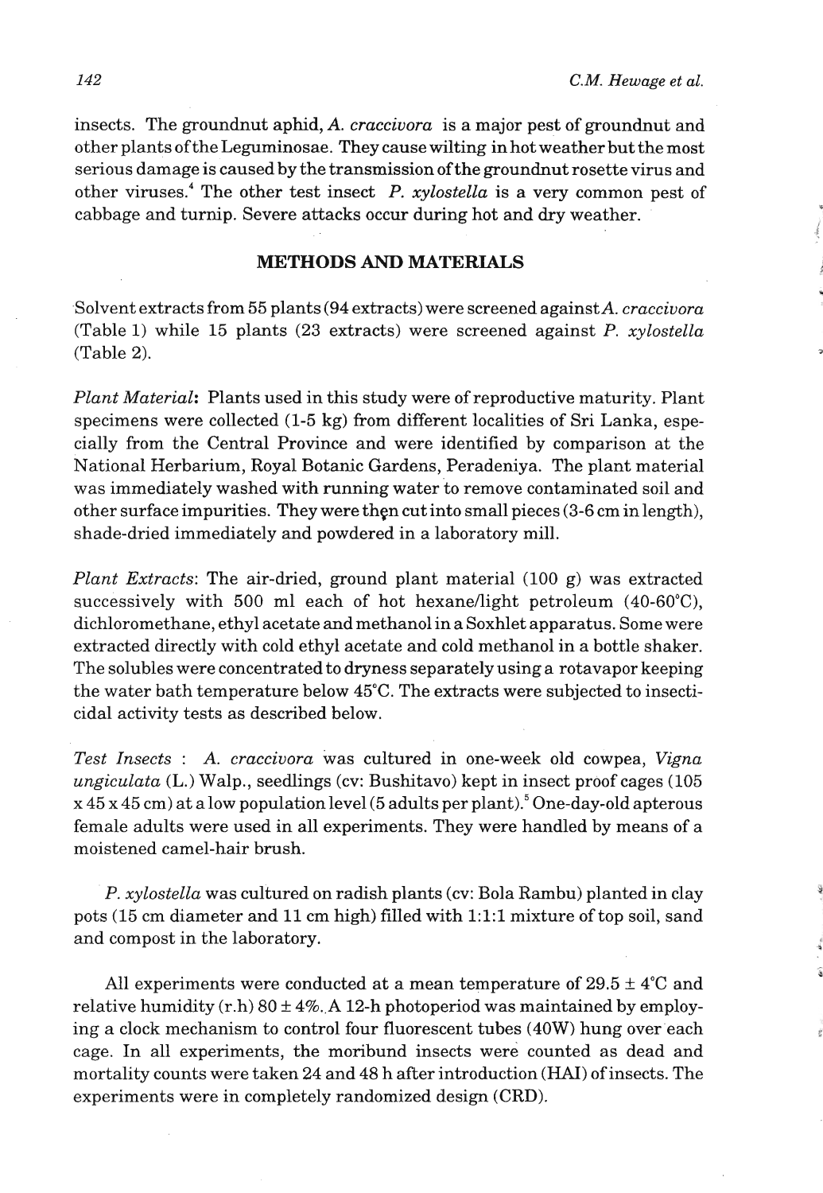insects. The groundnut aphid, *A. craccivora* is a major pest of groundnut and other plants of the Leguminosae. They cause wilting in hot weather but the most serious damage is caused by the transmission of the groundnut rosette virus and other viruses.[4] The other test insect *P. xylostella* is a very common pest of cabbage and turnip. Severe attacks occur during hot and dry weather.

## METHODS AND MATERIALS

Solvent extracts from 55 plants (94 extracts) were screened against *A. craccivora* (Table 1) while 15 plants (23 extracts) were screened against *P. xylostella* (Table 2).

*Plant Material*: Plants used in this study were of reproductive maturity. Plant specimens were collected (1-5 kg) from different localities of Sri Lanka, especially from the Central Province and were identified by comparison at the National Herbarium, Royal Botanic Gardens, Peradeniya. The plant material was immediately washed with running water to remove contaminated soil and other surface impurities. They were then cut into small pieces (3-6 cm in length), shade-dried immediately and powdered in a laboratory mill.

*Plant Extracts*: The air-dried, ground plant material (100 g) was extracted successively with 500 ml each of hot hexane/light petroleum (40-60°C), dichloromethane, ethyl acetate and methanol in a Soxhlet apparatus. Some were extracted directly with cold ethyl acetate and cold methanol in a bottle shaker. The solubles were concentrated to dryness separately using a rotavapor keeping the water bath temperature below 45°C. The extracts were subjected to insecticidal activity tests as described below.

*Test Insects* : *A. craccivora* was cultured in one-week old cowpea, *Vigna ungiculata* (L.) Walp., seedlings (cv: Bushitavo) kept in insect proof cages (105 x 45 x 45 cm) at a low population level (5 adults per plant).[5] One-day-old apterous female adults were used in all experiments. They were handled by means of a moistened camel-hair brush.

*P. xylostella* was cultured on radish plants (cv: Bola Rambu) planted in clay pots (15 cm diameter and 11 cm high) filled with 1:1:1 mixture of top soil, sand and compost in the laboratory.

All experiments were conducted at a mean temperature of $29.5 \pm 4$°C and relative humidity (r.h) $80 \pm 4$%. A 12-h photoperiod was maintained by employing a clock mechanism to control four fluorescent tubes (40W) hung over each cage. In all experiments, the moribund insects were counted as dead and mortality counts were taken 24 and 48 h after introduction (HAI) of insects. The experiments were in completely randomized design (CRD).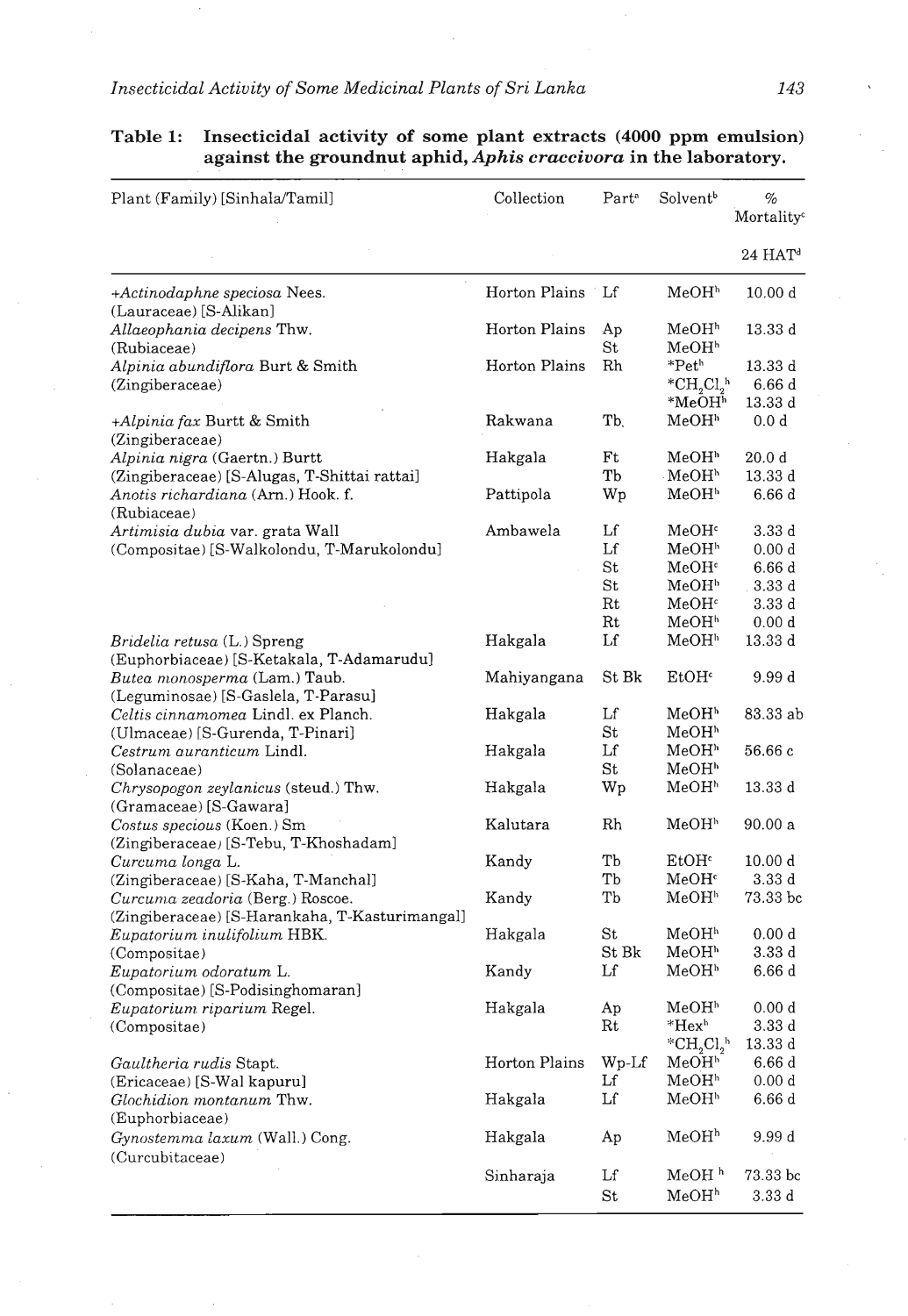**Table 1: Insecticidal activity of some plant extracts (4000 ppm emulsion) against the groundnut aphid, *Aphis craccivora* in the laboratory.**

| Plant (Family) [Sinhala/Tamil] | Collection | Part[a] | Solvent[b] | % Mortality[c] 24 HAT[d] |
|---|---|---|---|---|
| +*Actinodaphne speciosa* Nees. (Lauraceae) [S-Alikan] | Horton Plains | Lf | MeOH[h] | 10.00 d |
| *Allaeophania decipens* Thw. (Rubiaceae) | Horton Plains | Ap | MeOH[h] | 13.33 d |
| | | St | MeOH[h] | |
| *Alpinia abundiflora* Burt & Smith (Zingiberaceae) | Horton Plains | Rh | *Pet[h] | 13.33 d |
| | | | *$CH_2Cl_2$[h] | 6.66 d |
| | | | *MeOH[h] | 13.33 d |
| +*Alpinia fax* Burtt & Smith (Zingiberaceae) | Rakwana | Tb. | MeOH[h] | 0.0 d |
| *Alpinia nigra* (Gaertn.) Burtt (Zingiberaceae) [S-Alugas, T-Shittai rattai] | Hakgala | Ft | MeOH[h] | 20.0 d |
| | | Tb | MeOH[h] | 13.33 d |
| *Anotis richardiana* (Arn.) Hook. f. (Rubiaceae) | Pattipola | Wp | MeOH[h] | 6.66 d |
| *Artimisia dubia* var. grata Wall (Compositae) [S-Walkolondu, T-Marukolondu] | Ambawela | Lf | MeOH[c] | 3.33 d |
| | | Lf | MeOH[h] | 0.00 d |
| | | St | MeOH[c] | 6.66 d |
| | | St | MeOH[h] | 3.33 d |
| | | Rt | MeOH[c] | 3.33 d |
| | | Rt | MeOH[h] | 0.00 d |
| *Bridelia retusa* (L.) Spreng (Euphorbiaceae) [S-Ketakala, T-Adamarudu] | Hakgala | Lf | MeOH[h] | 13.33 d |
| *Butea monosperma* (Lam.) Taub. (Leguminosae) [S-Gaslela, T-Parasu] | Mahiyangana | St Bk | EtOH[c] | 9.99 d |
| *Celtis cinnamomea* Lindl. ex Planch. (Ulmaceae) [S-Gurenda, T-Pinari] | Hakgala | Lf | MeOH[h] | 83.33 ab |
| | | St | MeOH[h] | |
| *Cestrum auranticum* Lindl. (Solanaceae) | Hakgala | Lf | MeOH[h] | 56.66 c |
| | | St | MeOH[h] | |
| *Chrysopogon zeylanicus* (steud.) Thw. (Gramaceae) [S-Gawara] | Hakgala | Wp | MeOH[h] | 13.33 d |
| *Costus specious* (Koen.) Sm (Zingiberaceae) [S-Tebu, T-Khoshadam] | Kalutara | Rh | MeOH[h] | 90.00 a |
| *Curcuma longa* L. (Zingiberaceae) [S-Kaha, T-Manchal] | Kandy | Tb | EtOH[c] | 10.00 d |
| | | Tb | MeOH[c] | 3.33 d |
| *Curcuma zeadoria* (Berg.) Roscoe. (Zingiberaceae) [S-Harankaha, T-Kasturimangal] | Kandy | Tb | MeOH[h] | 73.33 bc |
| *Eupatorium inulifolium* HBK. (Compositae) | Hakgala | St | MeOH[h] | 0.00 d |
| | | St Bk | MeOH[h] | 3.33 d |
| *Eupatorium odoratum* L. (Compositae) [S-Podisinghomaran] | Kandy | Lf | MeOH[h] | 6.66 d |
| *Eupatorium riparium* Regel. (Compositae) | Hakgala | Ap | MeOH[h] | 0.00 d |
| | | Rt | *Hex[h] | 3.33 d |
| | | | *$CH_2Cl_2$[h] | 13.33 d |
| *Gaultheria rudis* Stapt. (Ericaceae) [S-Wal kapuru] | Horton Plains | Wp-Lf | MeOH[h] | 6.66 d |
| | | Lf | MeOH[h] | 0.00 d |
| *Glochidion montanum* Thw. (Euphorbiaceae) | Hakgala | Lf | MeOH[h] | 6.66 d |
| *Gynostemma laxum* (Wall.) Cong. (Curcubitaceae) | Hakgala | Ap | MeOH[h] | 9.99 d |
| | Sinharaja | Lf | MeOH[h] | 73.33 bc |
| | | St | MeOH[h] | 3.33 d |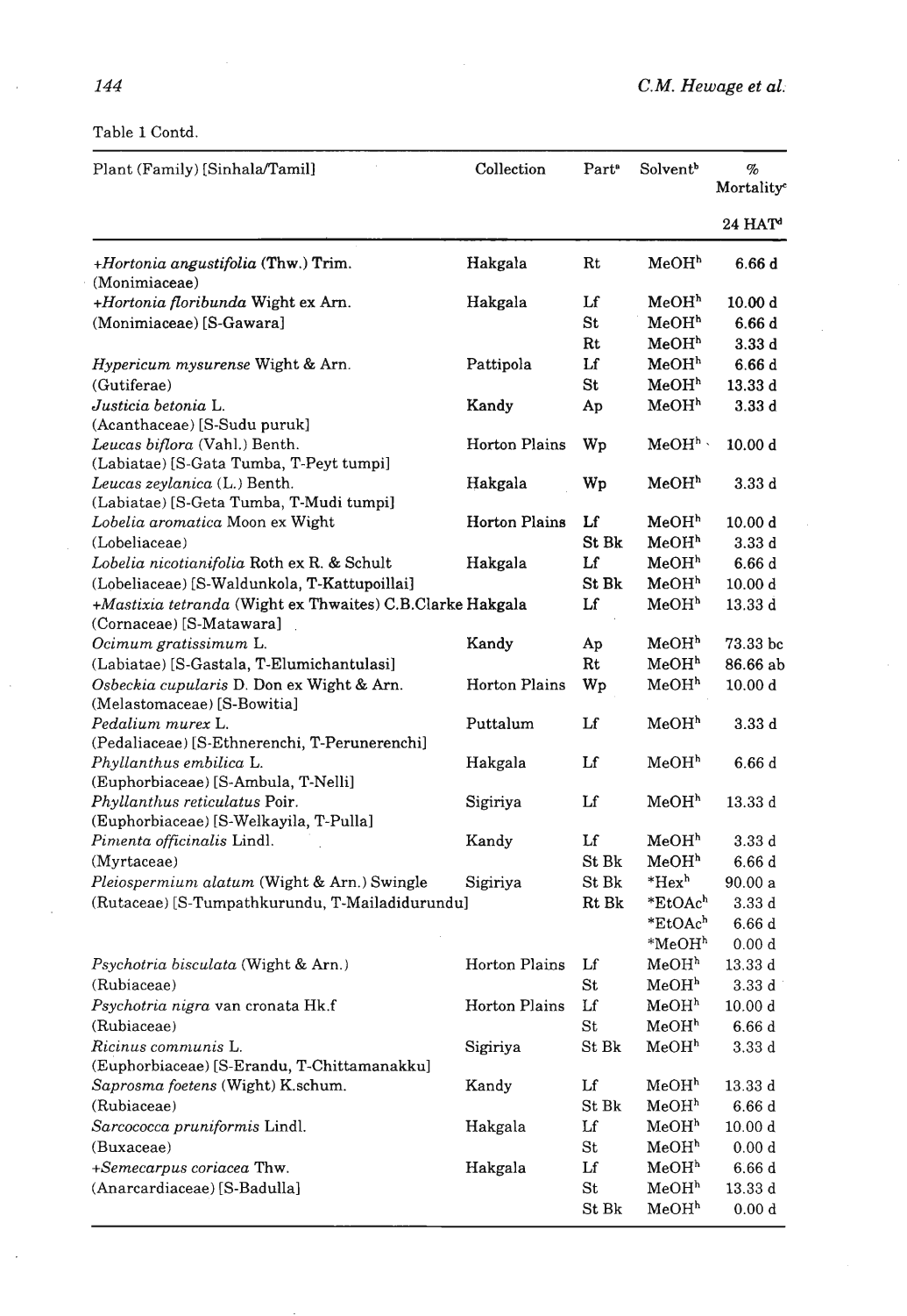Table 1 Contd.

| Plant (Family) [Sinhala/Tamil] | Collection | Part[a] | Solvent[b] | % Mortality[c] 24 HAT[d] |
|---|---|---|---|---|
| *+Hortonia angustifolia* (Thw.) Trim. (Monimiaceae) | Hakgala | Rt | MeOH[h] | 6.66 d |
| *+Hortonia floribunda* Wight ex Arn. (Monimiaceae) [S-Gawara] | Hakgala | Lf | MeOH[h] | 10.00 d |
| | | St | MeOH[h] | 6.66 d |
| | | Rt | MeOH[h] | 3.33 d |
| *Hypericum mysurense* Wight & Arn. (Gutiferae) | Pattipola | Lf | MeOH[h] | 6.66 d |
| | | St | MeOH[h] | 13.33 d |
| *Justicia betonia* L. (Acanthaceae) [S-Sudu puruk] | Kandy | Ap | MeOH[h] | 3.33 d |
| *Leucas biflora* (Vahl.) Benth. (Labiatae) [S-Gata Tumba, T-Peyt tumpi] | Horton Plains | Wp | MeOH[h] | 10.00 d |
| *Leucas zeylanica* (L.) Benth. (Labiatae) [S-Geta Tumba, T-Mudi tumpi] | Hakgala | Wp | MeOH[h] | 3.33 d |
| *Lobelia aromatica* Moon ex Wight (Lobeliaceae) | Horton Plains | Lf | MeOH[h] | 10.00 d |
| | | St Bk | MeOH[h] | 3.33 d |
| *Lobelia nicotianifolia* Roth ex R. & Schult (Lobeliaceae) [S-Waldunkola, T-Kattupoillai] | Hakgala | Lf | MeOH[h] | 6.66 d |
| | | St Bk | MeOH[h] | 10.00 d |
| *+Mastixia tetranda* (Wight ex Thwaites) C.B.Clarke (Cornaceae) [S-Matawara] | Hakgala | Lf | MeOH[h] | 13.33 d |
| *Ocimum gratissimum* L. (Labiatae) [S-Gastala, T-Elumichantulasi] | Kandy | Ap | MeOH[h] | 73.33 bc |
| | | Rt | MeOH[h] | 86.66 ab |
| *Osbeckia cupularis* D. Don ex Wight & Arn. (Melastomaceae) [S-Bowitia] | Horton Plains | Wp | MeOH[h] | 10.00 d |
| *Pedalium murex* L. (Pedaliaceae) [S-Ethnerenchi, T-Perunerenchi] | Puttalum | Lf | MeOH[h] | 3.33 d |
| *Phyllanthus embilica* L. (Euphorbiaceae) [S-Ambula, T-Nelli] | Hakgala | Lf | MeOH[h] | 6.66 d |
| *Phyllanthus reticulatus* Poir. (Euphorbiaceae) [S-Welkayila, T-Pulla] | Sigiriya | Lf | MeOH[h] | 13.33 d |
| *Pimenta officinalis* Lindl. (Myrtaceae) | Kandy | Lf | MeOH[h] | 3.33 d |
| | | St Bk | MeOH[h] | 6.66 d |
| *Pleiospermium alatum* (Wight & Arn.) Swingle (Rutaceae) [S-Tumpathkurundu, T-Mailadidurundu] | Sigiriya | St Bk | *Hex[h] | 90.00 a |
| | | Rt Bk | *EtOAc[h] | 3.33 d |
| | | | *EtOAc[h] | 6.66 d |
| | | | *MeOH[h] | 0.00 d |
| *Psychotria bisculata* (Wight & Arn.) (Rubiaceae) | Horton Plains | Lf | MeOH[h] | 13.33 d |
| | | St | MeOH[h] | 3.33 d |
| *Psychotria nigra* van cronata Hk.f (Rubiaceae) | Horton Plains | Lf | MeOH[h] | 10.00 d |
| | | St | MeOH[h] | 6.66 d |
| *Ricinus communis* L. (Euphorbiaceae) [S-Erandu, T-Chittamanakku] | Sigiriya | St Bk | MeOH[h] | 3.33 d |
| *Saprosma foetens* (Wight) K.schum. (Rubiaceae) | Kandy | Lf | MeOH[h] | 13.33 d |
| | | St Bk | MeOH[h] | 6.66 d |
| *Sarcococca pruniformis* Lindl. (Buxaceae) | Hakgala | Lf | MeOH[h] | 10.00 d |
| | | St | MeOH[h] | 0.00 d |
| *+Semecarpus coriacea* Thw. (Anarcardiaceae) [S-Badulla] | Hakgala | Lf | MeOH[h] | 6.66 d |
| | | St | MeOH[h] | 13.33 d |
| | | St Bk | MeOH[h] | 0.00 d |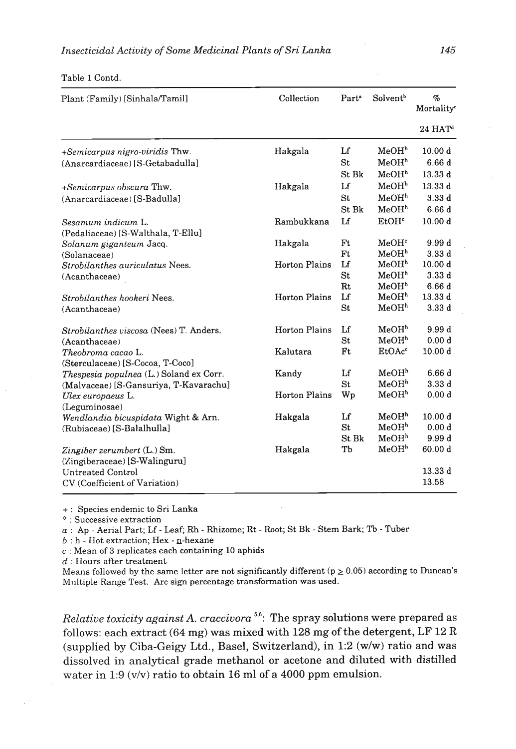Table 1 Contd.

| Plant (Family) [Sinhala/Tamil] | Collection | Part[a] | Solvent[b] | % Mortality[c] |
|---|---|---|---|---|
| | | | | 24 HAT[d] |
| +*Semicarpus nigro-viridis* Thw. | Hakgala | Lf | MeOH[h] | 10.00 d |
| (Anarcardiaceae) [S-Getabadulla] | | St | MeOH[h] | 6.66 d |
| | | St Bk | MeOH[h] | 13.33 d |
| +*Semicarpus obscura* Thw. | Hakgala | Lf | MeOH[h] | 13.33 d |
| (Anarcardiaceae) [S-Badulla] | | St | MeOH[h] | 3.33 d |
| | | St Bk | MeOH[h] | 6.66 d |
| *Sesamum indicum* L. (Pedaliaceae) [S-Walthala, T-Ellu] | Rambukkana | Lf | EtOH[c] | 10.00 d |
| *Solanum giganteum* Jacq. | Hakgala | Ft | MeOH[c] | 9.99 d |
| (Solanaceae) | | Ft | MeOH[h] | 3.33 d |
| *Strobilanthes auriculatus* Nees. | Horton Plains | Lf | MeOH[h] | 10.00 d |
| (Acanthaceae) | | St | MeOH[h] | 3.33 d |
| | | Rt | MeOH[h] | 6.66 d |
| *Strobilanthes hookeri* Nees. | Horton Plains | Lf | MeOH[h] | 13.33 d |
| (Acanthaceae) | | St | MeOH[h] | 3.33 d |
| *Strobilanthes viscosa* (Nees) T. Anders. | Horton Plains | Lf | MeOH[h] | 9.99 d |
| (Acanthaceae) | | St | MeOH[h] | 0.00 d |
| *Theobroma cacao* L. (Sterculaceae) [S-Cocoa, T-Coco] | Kalutara | Ft | EtOAc[c] | 10.00 d |
| *Thespesia populnea* (L.) Soland ex Corr. | Kandy | Lf | MeOH[h] | 6.66 d |
| (Malvaceae) [S-Gansuriya, T-Kavarachu] | | St | MeOH[h] | 3.33 d |
| *Ulex europaeus* L. (Leguminosae) | Horton Plains | Wp | MeOH[h] | 0.00 d |
| *Wendlandia bicuspidata* Wight & Arn. | Hakgala | Lf | MeOH[h] | 10.00 d |
| (Rubiaceae) [S-Balalhulla] | | St | MeOH[h] | 0.00 d |
| | | St Bk | MeOH[h] | 9.99 d |
| *Zingiber zerumbert* (L.) Sm. (Zingiberaceae) [S-Walinguru] | Hakgala | Tb | MeOH[h] | 60.00 d |
| Untreated Control | | | | 13.33 d |
| CV (Coefficient of Variation) | | | | 13.58 |

+ : Species endemic to Sri Lanka
* : Successive extraction
*a* : Ap - Aerial Part; Lf - Leaf; Rh - Rhizome; Rt - Root; St Bk - Stem Bark; Tb - Tuber
*b* : h - Hot extraction; Hex - n-hexane
*c* : Mean of 3 replicates each containing 10 aphids
*d* : Hours after treatment
Means followed by the same letter are not significantly different ($p \geq 0.05$) according to Duncan's Multiple Range Test. Arc sign percentage transformation was used.

*Relative toxicity against A. craccivora* [5,6]: The spray solutions were prepared as follows: each extract (64 mg) was mixed with 128 mg of the detergent, LF 12 R (supplied by Ciba-Geigy Ltd., Basel, Switzerland), in 1:2 (w/w) ratio and was dissolved in analytical grade methanol or acetone and diluted with distilled water in 1:9 (v/v) ratio to obtain 16 ml of a 4000 ppm emulsion.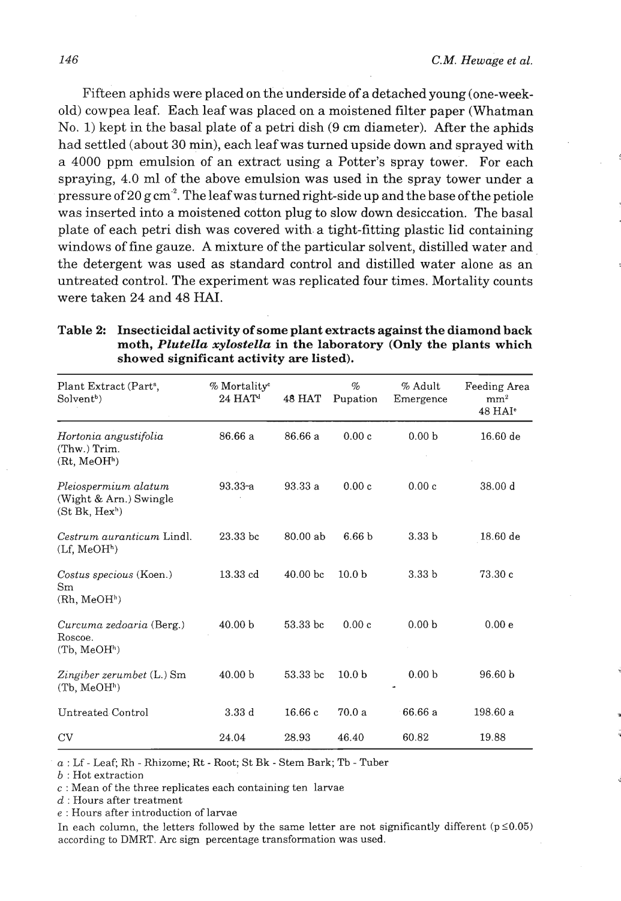Fifteen aphids were placed on the underside of a detached young (one-week-old) cowpea leaf. Each leaf was placed on a moistened filter paper (Whatman No. 1) kept in the basal plate of a petri dish (9 cm diameter). After the aphids had settled (about 30 min), each leaf was turned upside down and sprayed with a 4000 ppm emulsion of an extract using a Potter's spray tower. For each spraying, 4.0 ml of the above emulsion was used in the spray tower under a pressure of 20 g $cm^{-2}$. The leaf was turned right-side up and the base of the petiole was inserted into a moistened cotton plug to slow down desiccation. The basal plate of each petri dish was covered with a tight-fitting plastic lid containing windows of fine gauze. A mixture of the particular solvent, distilled water and the detergent was used as standard control and distilled water alone as an untreated control. The experiment was replicated four times. Mortality counts were taken 24 and 48 HAI.

**Table 2: Insecticidal activity of some plant extracts against the diamond back moth, *Plutella xylostella* in the laboratory (Only the plants which showed significant activity are listed).**

| Plant Extract (Part[a], Solvent[b]) | % Mortality[c] 24 HAT[d] | 48 HAT | % Pupation | % Adult Emergence | Feeding Area $mm^2$ 48 HAI[e] |
|---|---|---|---|---|---|
| *Hortonia angustifolia* (Thw.) Trim. (Rt, MeOH[h]) | 86.66 a | 86.66 a | 0.00 c | 0.00 b | 16.60 de |
| *Pleiospermium alatum* (Wight & Arn.) Swingle (St Bk, Hex[h]) | 93.33 a | 93.33 a | 0.00 c | 0.00 c | 38.00 d |
| *Cestrum auranticum* Lindl. (Lf, MeOH[h]) | 23.33 bc | 80.00 ab | 6.66 b | 3.33 b | 18.60 de |
| *Costus specious* (Koen.) Sm (Rh, MeOH[h]) | 13.33 cd | 40.00 bc | 10.0 b | 3.33 b | 73.30 c |
| *Curcuma zedoaria* (Berg.) Roscoe. (Tb, MeOH[h]) | 40.00 b | 53.33 bc | 0.00 c | 0.00 b | 0.00 e |
| *Zingiber zerumbet* (L.) Sm (Tb, MeOH[h]) | 40.00 b | 53.33 bc | 10.0 b | 0.00 b | 96.60 b |
| Untreated Control | 3.33 d | 16.66 c | 70.0 a | 66.66 a | 198.60 a |
| CV | 24.04 | 28.93 | 46.40 | 60.82 | 19.88 |

*a* : Lf - Leaf; Rh - Rhizome; Rt - Root; St Bk - Stem Bark; Tb - Tuber

*b* : Hot extraction

*c* : Mean of the three replicates each containing ten larvae

*d* : Hours after treatment

*e* : Hours after introduction of larvae

In each column, the letters followed by the same letter are not significantly different ($p \leq 0.05$) according to DMRT. Arc sign percentage transformation was used.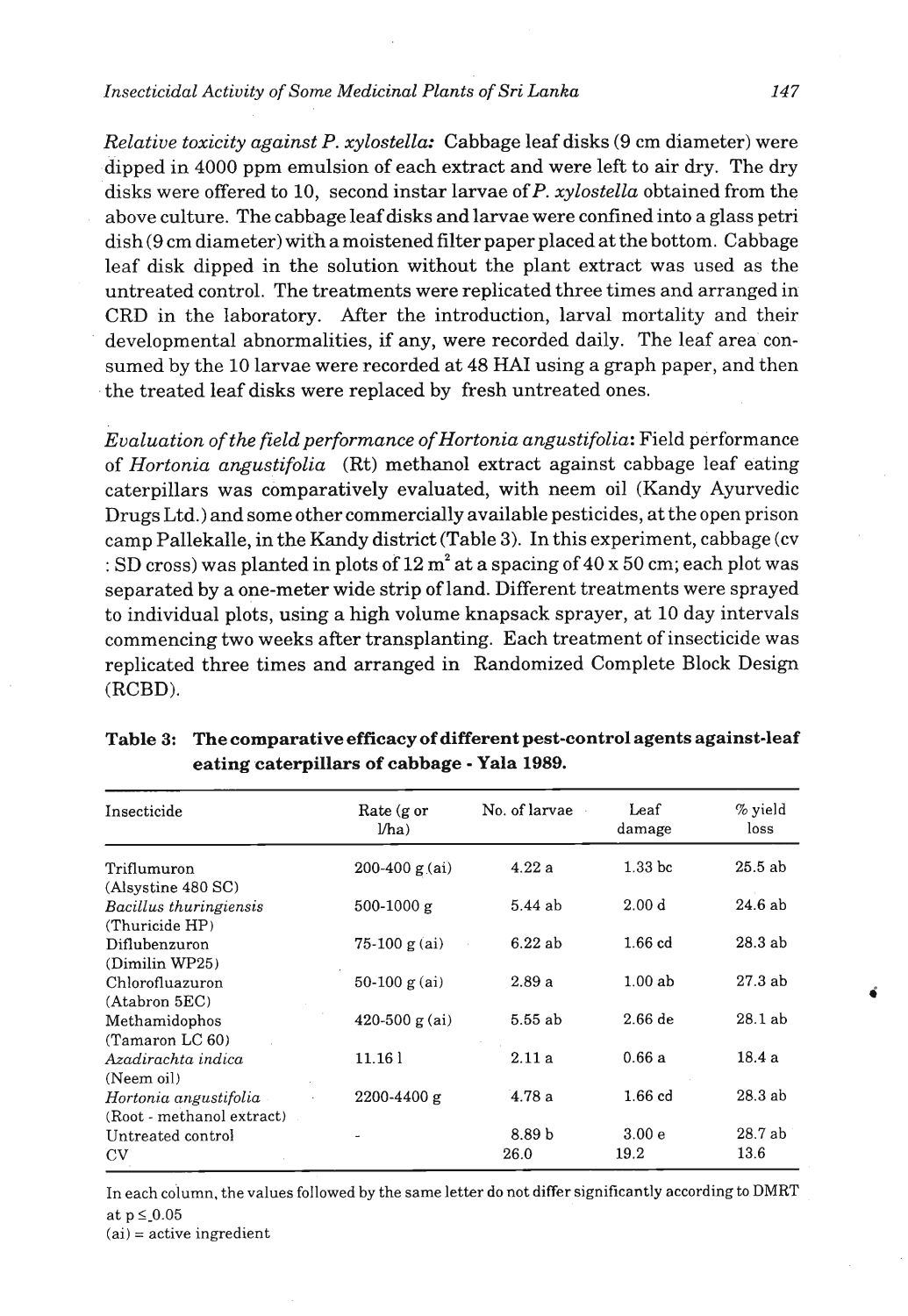*Relative toxicity against P. xylostella:* Cabbage leaf disks (9 cm diameter) were dipped in 4000 ppm emulsion of each extract and were left to air dry. The dry disks were offered to 10, second instar larvae of *P. xylostella* obtained from the above culture. The cabbage leaf disks and larvae were confined into a glass petri dish (9 cm diameter) with a moistened filter paper placed at the bottom. Cabbage leaf disk dipped in the solution without the plant extract was used as the untreated control. The treatments were replicated three times and arranged in CRD in the laboratory. After the introduction, larval mortality and their developmental abnormalities, if any, were recorded daily. The leaf area consumed by the 10 larvae were recorded at 48 HAI using a graph paper, and then the treated leaf disks were replaced by fresh untreated ones.

*Evaluation of the field performance of Hortonia angustifolia*: Field performance of *Hortonia angustifolia* (Rt) methanol extract against cabbage leaf eating caterpillars was comparatively evaluated, with neem oil (Kandy Ayurvedic Drugs Ltd.) and some other commercially available pesticides, at the open prison camp Pallekalle, in the Kandy district (Table 3). In this experiment, cabbage (cv : SD cross) was planted in plots of 12 $m^2$ at a spacing of 40 x 50 cm; each plot was separated by a one-meter wide strip of land. Different treatments were sprayed to individual plots, using a high volume knapsack sprayer, at 10 day intervals commencing two weeks after transplanting. Each treatment of insecticide was replicated three times and arranged in Randomized Complete Block Design (RCBD).

**Table 3: The comparative efficacy of different pest-control agents against-leaf eating caterpillars of cabbage - Yala 1989.**

| Insecticide | Rate (g or l/ha) | No. of larvae | Leaf damage | % yield loss |
|---|---|---|---|---|
| Triflumuron (Alsystine 480 SC) | 200-400 g (ai) | 4.22 a | 1.33 bc | 25.5 ab |
| *Bacillus thuringiensis* (Thuricide HP) | 500-1000 g | 5.44 ab | 2.00 d | 24.6 ab |
| Diflubenzuron (Dimilin WP25) | 75-100 g (ai) | 6.22 ab | 1.66 cd | 28.3 ab |
| Chlorofluazuron (Atabron 5EC) | 50-100 g (ai) | 2.89 a | 1.00 ab | 27.3 ab |
| Methamidophos (Tamaron LC 60) | 420-500 g (ai) | 5.55 ab | 2.66 de | 28.1 ab |
| *Azadirachta indica* (Neem oil) | 11.16 l | 2.11 a | 0.66 a | 18.4 a |
| *Hortonia angustifolia* (Root - methanol extract) | 2200-4400 g | 4.78 a | 1.66 cd | 28.3 ab |
| Untreated control | - | 8.89 b | 3.00 e | 28.7 ab |
| CV | | 26.0 | 19.2 | 13.6 |

In each column, the values followed by the same letter do not differ significantly according to DMRT at $p \leq 0.05$

(ai) = active ingredient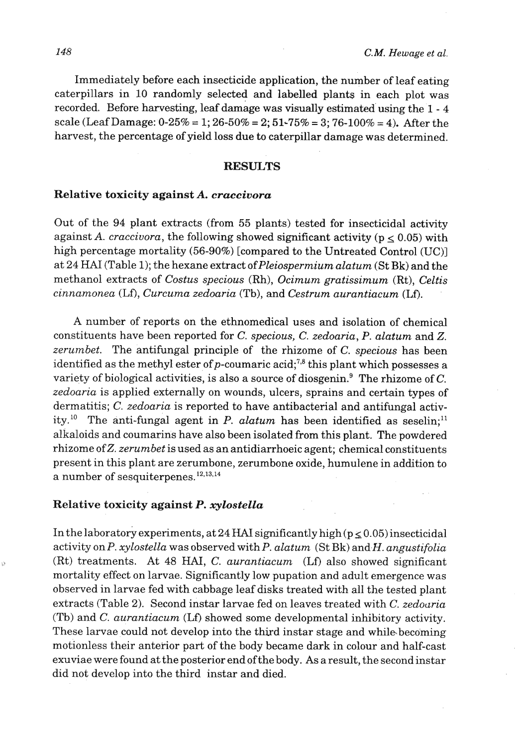Immediately before each insecticide application, the number of leaf eating caterpillars in 10 randomly selected and labelled plants in each plot was recorded. Before harvesting, leaf damage was visually estimated using the 1 - 4 scale (Leaf Damage: 0-25% = 1; 26-50% = 2; 51-75% = 3; 76-100% = 4). After the harvest, the percentage of yield loss due to caterpillar damage was determined.

## RESULTS

### Relative toxicity against *A. craccivora*

Out of the 94 plant extracts (from 55 plants) tested for insecticidal activity against *A. craccivora*, the following showed significant activity ($p \leq 0.05$) with high percentage mortality (56-90%) [compared to the Untreated Control (UC)] at 24 HAI (Table 1); the hexane extract of *Pleiospermium alatum* (St Bk) and the methanol extracts of *Costus specious* (Rh), *Ocimum gratissimum* (Rt), *Celtis cinnamonea* (Lf), *Curcuma zedoaria* (Tb), and *Cestrum aurantiacum* (Lf).

A number of reports on the ethnomedical uses and isolation of chemical constituents have been reported for *C. specious, C. zedoaria, P. alatum* and *Z. zerumbet.* The antifungal principle of the rhizome of *C. specious* has been identified as the methyl ester of *p*-coumaric acid;[7,8] this plant which possesses a variety of biological activities, is also a source of diosgenin.[9] The rhizome of *C. zedoaria* is applied externally on wounds, ulcers, sprains and certain types of dermatitis; *C. zedoaria* is reported to have antibacterial and antifungal activity.[10] The anti-fungal agent in *P. alatum* has been identified as seselin;[11] alkaloids and coumarins have also been isolated from this plant. The powdered rhizome of *Z. zerumbet* is used as an antidiarrhoeic agent; chemical constituents present in this plant are zerumbone, zerumbone oxide, humulene in addition to a number of sesquiterpenes.[12,13,14]

### Relative toxicity against *P. xylostella*

In the laboratory experiments, at 24 HAI significantly high ($p \leq 0.05$) insecticidal activity on *P. xylostella* was observed with *P. alatum* (St Bk) and *H. angustifolia* (Rt) treatments. At 48 HAI, *C. aurantiacum* (Lf) also showed significant mortality effect on larvae. Significantly low pupation and adult emergence was observed in larvae fed with cabbage leaf disks treated with all the tested plant extracts (Table 2). Second instar larvae fed on leaves treated with *C. zedoaria* (Tb) and *C. aurantiacum* (Lf) showed some developmental inhibitory activity. These larvae could not develop into the third instar stage and while becoming motionless their anterior part of the body became dark in colour and half-cast exuviae were found at the posterior end of the body. As a result, the second instar did not develop into the third instar and died.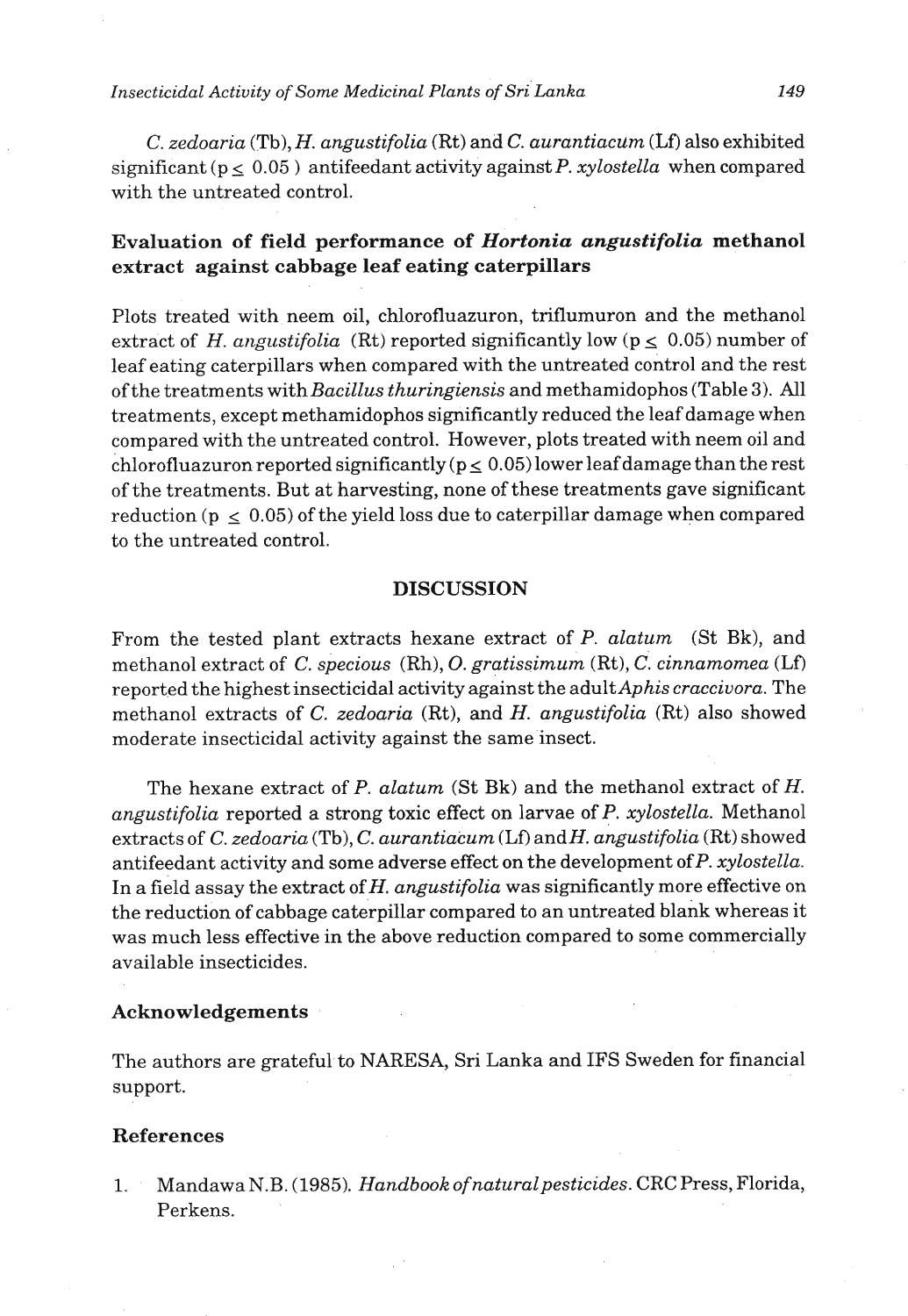*C. zedoaria* (Tb), *H. angustifolia* (Rt) and *C. aurantiacum* (Lf) also exhibited significant ($p \leq 0.05$) antifeedant activity against *P. xylostella* when compared with the untreated control.

### Evaluation of field performance of *Hortonia angustifolia* methanol extract against cabbage leaf eating caterpillars

Plots treated with neem oil, chlorofluazuron, triflumuron and the methanol extract of *H. angustifolia* (Rt) reported significantly low ($p \leq 0.05$) number of leaf eating caterpillars when compared with the untreated control and the rest of the treatments with *Bacillus thuringiensis* and methamidophos (Table 3). All treatments, except methamidophos significantly reduced the leaf damage when compared with the untreated control. However, plots treated with neem oil and chlorofluazuron reported significantly ($p \leq 0.05$) lower leaf damage than the rest of the treatments. But at harvesting, none of these treatments gave significant reduction ($p \leq 0.05$) of the yield loss due to caterpillar damage when compared to the untreated control.

## DISCUSSION

From the tested plant extracts hexane extract of *P. alatum* (St Bk), and methanol extract of *C. specious* (Rh), *O. gratissimum* (Rt), *C. cinnamomea* (Lf) reported the highest insecticidal activity against the adult *Aphis craccivora*. The methanol extracts of *C. zedoaria* (Rt), and *H. angustifolia* (Rt) also showed moderate insecticidal activity against the same insect.

The hexane extract of *P. alatum* (St Bk) and the methanol extract of *H. angustifolia* reported a strong toxic effect on larvae of *P. xylostella*. Methanol extracts of *C. zedoaria* (Tb), *C. aurantiacum* (Lf) and *H. angustifolia* (Rt) showed antifeedant activity and some adverse effect on the development of *P. xylostella*. In a field assay the extract of *H. angustifolia* was significantly more effective on the reduction of cabbage caterpillar compared to an untreated blank whereas it was much less effective in the above reduction compared to some commercially available insecticides.

### Acknowledgements

The authors are grateful to NARESA, Sri Lanka and IFS Sweden for financial support.

### References

1. Mandawa N.B. (1985). *Handbook of natural pesticides*. CRC Press, Florida, Perkens.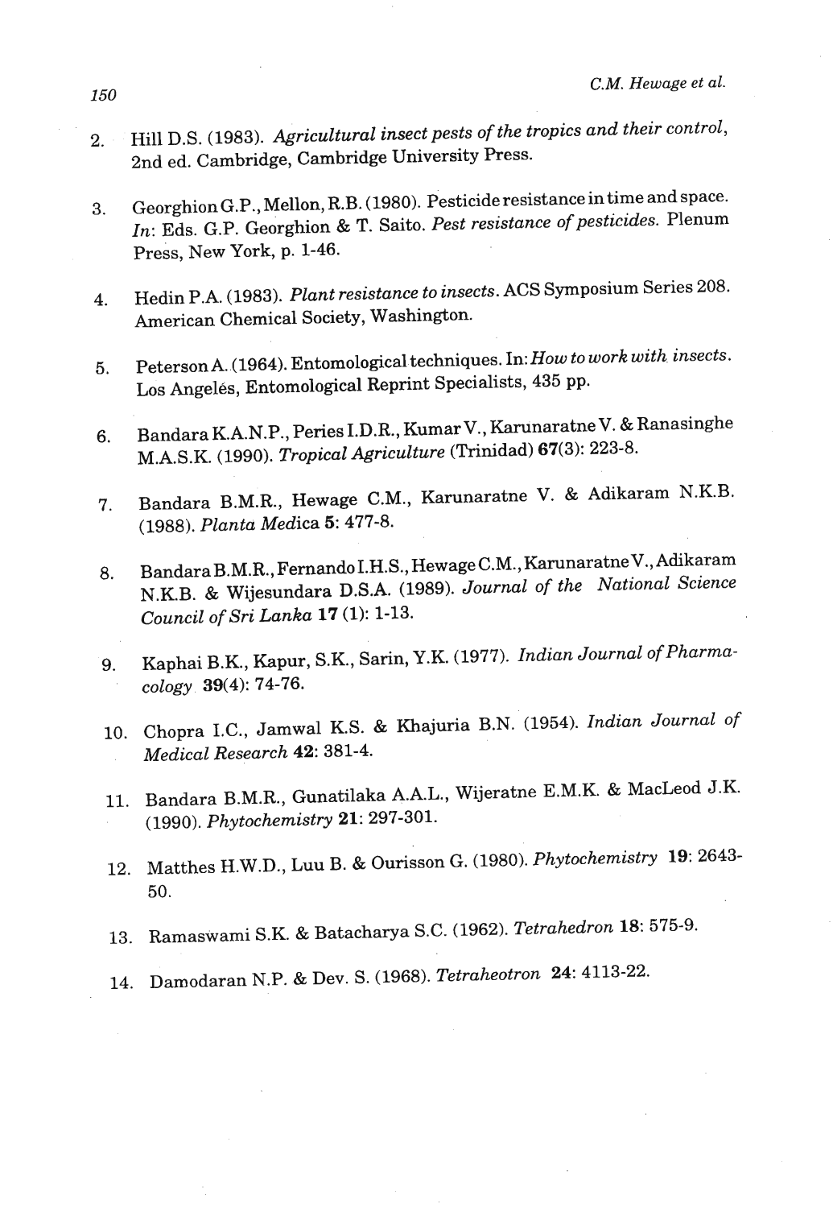2. Hill D.S. (1983). *Agricultural insect pests of the tropics and their control*, 2nd ed. Cambridge, Cambridge University Press.

3. Georghion G.P., Mellon, R.B. (1980). Pesticide resistance in time and space. *In*: Eds. G.P. Georghion & T. Saito. *Pest resistance of pesticides*. Plenum Press, New York, p. 1-46.

4. Hedin P.A. (1983). *Plant resistance to insects*. ACS Symposium Series 208. American Chemical Society, Washington.

5. Peterson A. (1964). Entomological techniques. In: *How to work with insects*. Los Angelés, Entomological Reprint Specialists, 435 pp.

6. Bandara K.A.N.P., Peries I.D.R., Kumar V., Karunaratne V. & Ranasinghe M.A.S.K. (1990). *Tropical Agriculture* (Trinidad) **67**(3): 223-8.

7. Bandara B.M.R., Hewage C.M., Karunaratne V. & Adikaram N.K.B. (1988). *Planta Medica* **5**: 477-8.

8. Bandara B.M.R., Fernando I.H.S., Hewage C.M., Karunaratne V., Adikaram N.K.B. & Wijesundara D.S.A. (1989). *Journal of the National Science Council of Sri Lanka* **17** (1): 1-13.

9. Kaphai B.K., Kapur, S.K., Sarin, Y.K. (1977). *Indian Journal of Pharmacology* **39**(4): 74-76.

10. Chopra I.C., Jamwal K.S. & Khajuria B.N. (1954). *Indian Journal of Medical Research* **42**: 381-4.

11. Bandara B.M.R., Gunatilaka A.A.L., Wijeratne E.M.K. & MacLeod J.K. (1990). *Phytochemistry* **21**: 297-301.

12. Matthes H.W.D., Luu B. & Ourisson G. (1980). *Phytochemistry* **19**: 2643-50.

13. Ramaswami S.K. & Batacharya S.C. (1962). *Tetrahedron* **18**: 575-9.

14. Damodaran N.P. & Dev. S. (1968). *Tetraheotron* **24**: 4113-22.